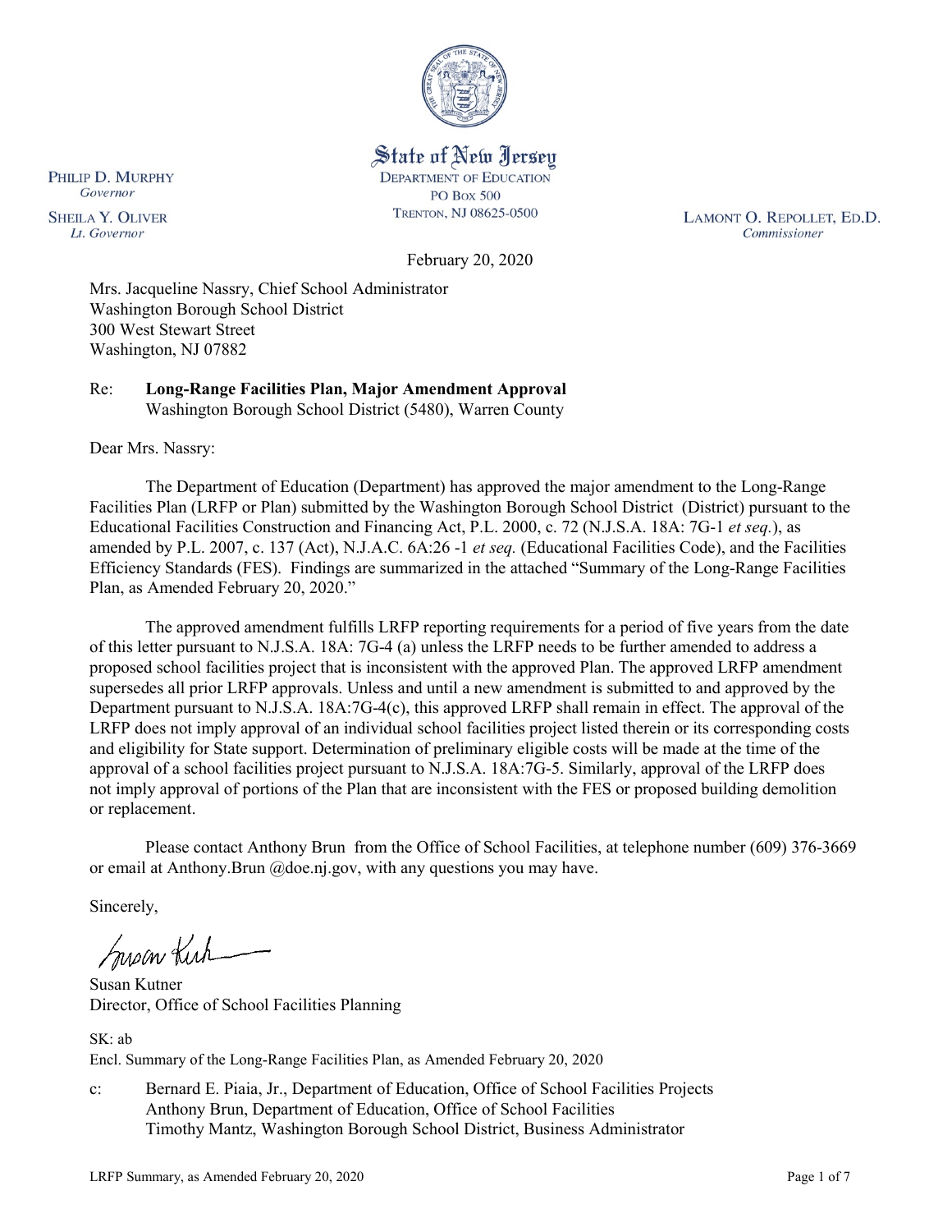PHILIP D. MURPHY
*Governor*

SHEILA Y. OLIVER
*Lt. Governor*

State of New Jersey
DEPARTMENT OF EDUCATION
PO BOX 500
TRENTON, NJ 08625-0500

LAMONT O. REPOLLET, ED.D.
*Commissioner*

February 20, 2020

Mrs. Jacqueline Nassry, Chief School Administrator
Washington Borough School District
300 West Stewart Street
Washington, NJ 07882

Re: **Long-Range Facilities Plan, Major Amendment Approval**
Washington Borough School District (5480), Warren County

Dear Mrs. Nassry:

The Department of Education (Department) has approved the major amendment to the Long-Range Facilities Plan (LRFP or Plan) submitted by the Washington Borough School District (District) pursuant to the Educational Facilities Construction and Financing Act, P.L. 2000, c. 72 (N.J.S.A. 18A: 7G-1 *et seq.*), as amended by P.L. 2007, c. 137 (Act), N.J.A.C. 6A:26 -1 *et seq.* (Educational Facilities Code), and the Facilities Efficiency Standards (FES). Findings are summarized in the attached "Summary of the Long-Range Facilities Plan, as Amended February 20, 2020."

The approved amendment fulfills LRFP reporting requirements for a period of five years from the date of this letter pursuant to N.J.S.A. 18A: 7G-4 (a) unless the LRFP needs to be further amended to address a proposed school facilities project that is inconsistent with the approved Plan. The approved LRFP amendment supersedes all prior LRFP approvals. Unless and until a new amendment is submitted to and approved by the Department pursuant to N.J.S.A. 18A:7G-4(c), this approved LRFP shall remain in effect. The approval of the LRFP does not imply approval of an individual school facilities project listed therein or its corresponding costs and eligibility for State support. Determination of preliminary eligible costs will be made at the time of the approval of a school facilities project pursuant to N.J.S.A. 18A:7G-5. Similarly, approval of the LRFP does not imply approval of portions of the Plan that are inconsistent with the FES or proposed building demolition or replacement.

Please contact Anthony Brun from the Office of School Facilities, at telephone number (609) 376-3669 or email at Anthony.Brun @doe.nj.gov, with any questions you may have.

Sincerely,

Susan Kutner
Director, Office of School Facilities Planning

SK: ab
Encl. Summary of the Long-Range Facilities Plan, as Amended February 20, 2020

c: Bernard E. Piaia, Jr., Department of Education, Office of School Facilities Projects
Anthony Brun, Department of Education, Office of School Facilities
Timothy Mantz, Washington Borough School District, Business Administrator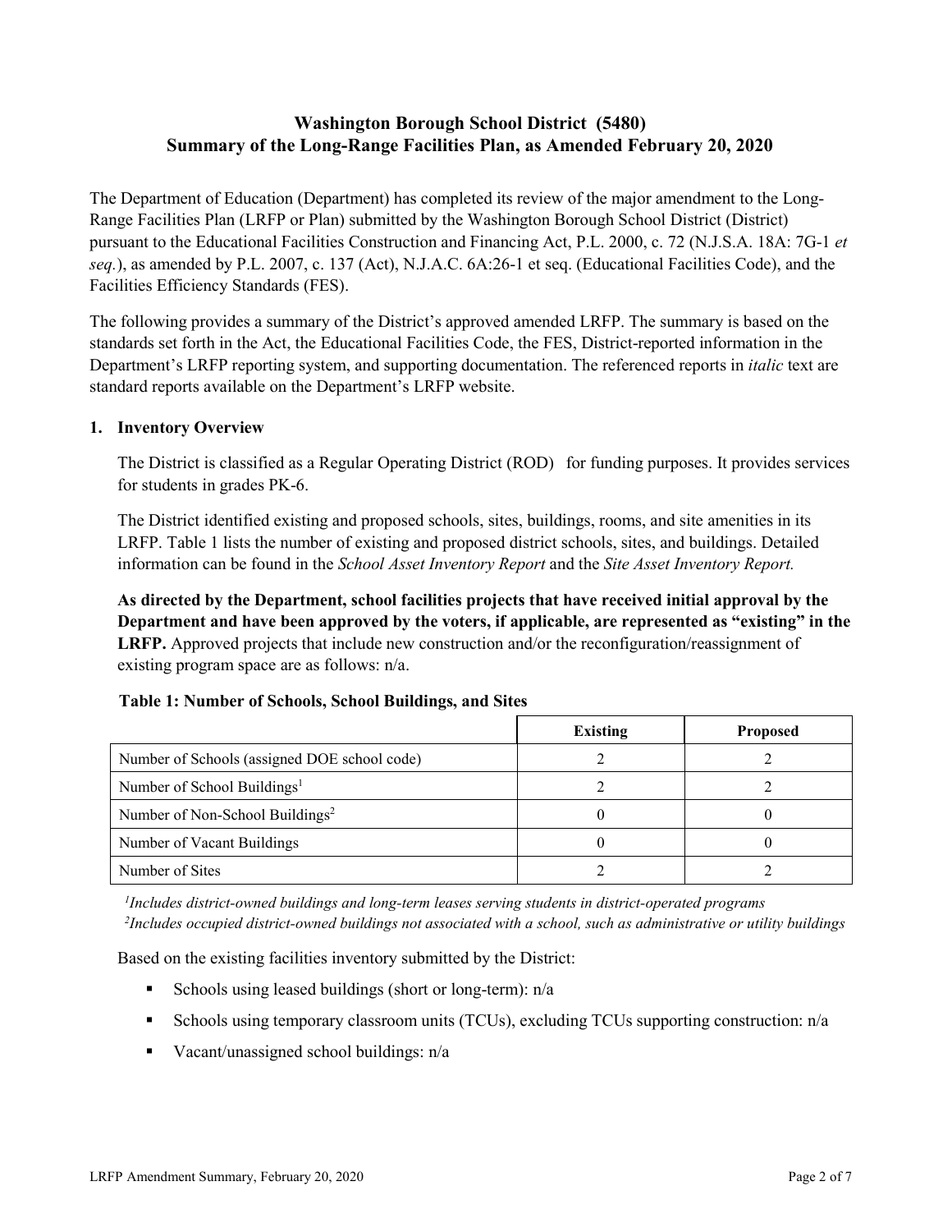# Washington Borough School District (5480)
# Summary of the Long-Range Facilities Plan, as Amended February 20, 2020

The Department of Education (Department) has completed its review of the major amendment to the Long-Range Facilities Plan (LRFP or Plan) submitted by the Washington Borough School District (District) pursuant to the Educational Facilities Construction and Financing Act, P.L. 2000, c. 72 (N.J.S.A. 18A: 7G-1 *et seq.*), as amended by P.L. 2007, c. 137 (Act), N.J.A.C. 6A:26-1 et seq. (Educational Facilities Code), and the Facilities Efficiency Standards (FES).

The following provides a summary of the District's approved amended LRFP. The summary is based on the standards set forth in the Act, the Educational Facilities Code, the FES, District-reported information in the Department's LRFP reporting system, and supporting documentation. The referenced reports in *italic* text are standard reports available on the Department's LRFP website.

## 1. Inventory Overview

The District is classified as a Regular Operating District (ROD) for funding purposes. It provides services for students in grades PK-6.

The District identified existing and proposed schools, sites, buildings, rooms, and site amenities in its LRFP. Table 1 lists the number of existing and proposed district schools, sites, and buildings. Detailed information can be found in the *School Asset Inventory Report* and the *Site Asset Inventory Report.*

**As directed by the Department, school facilities projects that have received initial approval by the Department and have been approved by the voters, if applicable, are represented as "existing" in the LRFP.** Approved projects that include new construction and/or the reconfiguration/reassignment of existing program space are as follows: n/a.

**Table 1: Number of Schools, School Buildings, and Sites**

| | Existing | Proposed |
|---|---|---|
| Number of Schools (assigned DOE school code) | 2 | 2 |
| Number of School Buildings[1] | 2 | 2 |
| Number of Non-School Buildings[2] | 0 | 0 |
| Number of Vacant Buildings | 0 | 0 |
| Number of Sites | 2 | 2 |

*[1]Includes district-owned buildings and long-term leases serving students in district-operated programs*
*[2]Includes occupied district-owned buildings not associated with a school, such as administrative or utility buildings*

Based on the existing facilities inventory submitted by the District:

- Schools using leased buildings (short or long-term): n/a
- Schools using temporary classroom units (TCUs), excluding TCUs supporting construction: n/a
- Vacant/unassigned school buildings: n/a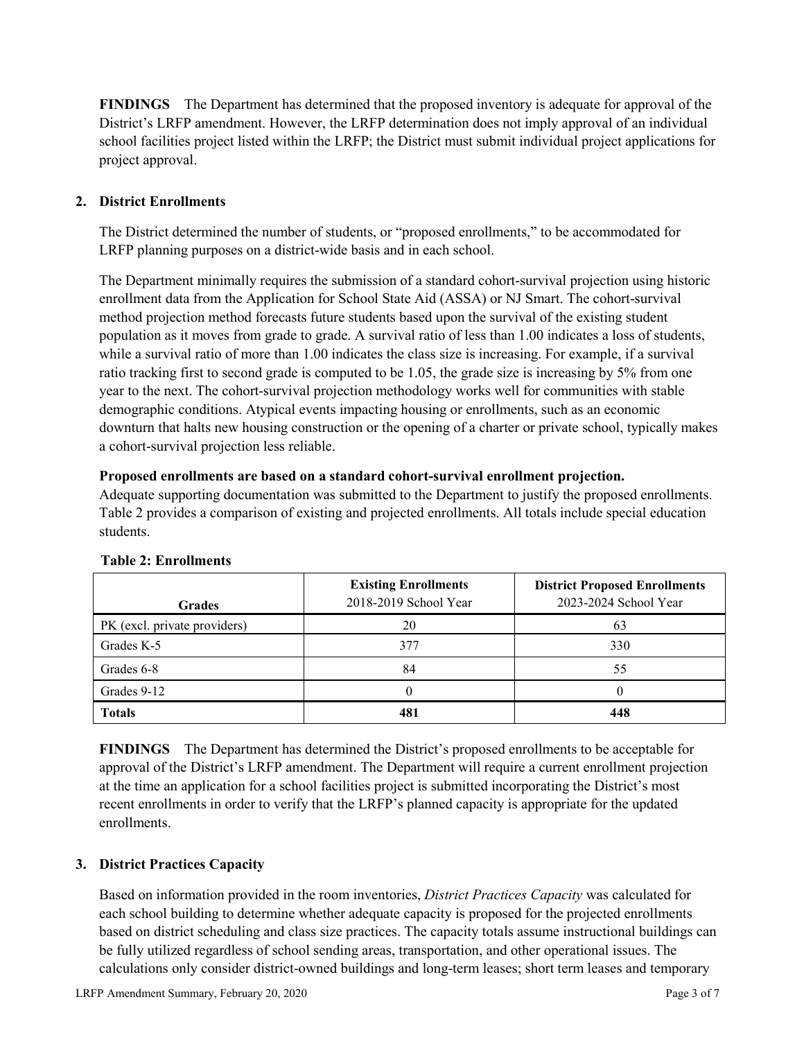**FINDINGS** The Department has determined that the proposed inventory is adequate for approval of the District's LRFP amendment. However, the LRFP determination does not imply approval of an individual school facilities project listed within the LRFP; the District must submit individual project applications for project approval.

## 2. District Enrollments

The District determined the number of students, or "proposed enrollments," to be accommodated for LRFP planning purposes on a district-wide basis and in each school.

The Department minimally requires the submission of a standard cohort-survival projection using historic enrollment data from the Application for School State Aid (ASSA) or NJ Smart. The cohort-survival method projection method forecasts future students based upon the survival of the existing student population as it moves from grade to grade. A survival ratio of less than 1.00 indicates a loss of students, while a survival ratio of more than 1.00 indicates the class size is increasing. For example, if a survival ratio tracking first to second grade is computed to be 1.05, the grade size is increasing by 5% from one year to the next. The cohort-survival projection methodology works well for communities with stable demographic conditions. Atypical events impacting housing or enrollments, such as an economic downturn that halts new housing construction or the opening of a charter or private school, typically makes a cohort-survival projection less reliable.

**Proposed enrollments are based on a standard cohort-survival enrollment projection.**
Adequate supporting documentation was submitted to the Department to justify the proposed enrollments. Table 2 provides a comparison of existing and projected enrollments. All totals include special education students.

**Table 2: Enrollments**

| Grades | **Existing Enrollments** 2018-2019 School Year | **District Proposed Enrollments** 2023-2024 School Year |
|---|---|---|
| PK (excl. private providers) | 20 | 63 |
| Grades K-5 | 377 | 330 |
| Grades 6-8 | 84 | 55 |
| Grades 9-12 | 0 | 0 |
| **Totals** | **481** | **448** |

**FINDINGS** The Department has determined the District's proposed enrollments to be acceptable for approval of the District's LRFP amendment. The Department will require a current enrollment projection at the time an application for a school facilities project is submitted incorporating the District's most recent enrollments in order to verify that the LRFP's planned capacity is appropriate for the updated enrollments.

## 3. District Practices Capacity

Based on information provided in the room inventories, *District Practices Capacity* was calculated for each school building to determine whether adequate capacity is proposed for the projected enrollments based on district scheduling and class size practices. The capacity totals assume instructional buildings can be fully utilized regardless of school sending areas, transportation, and other operational issues. The calculations only consider district-owned buildings and long-term leases; short term leases and temporary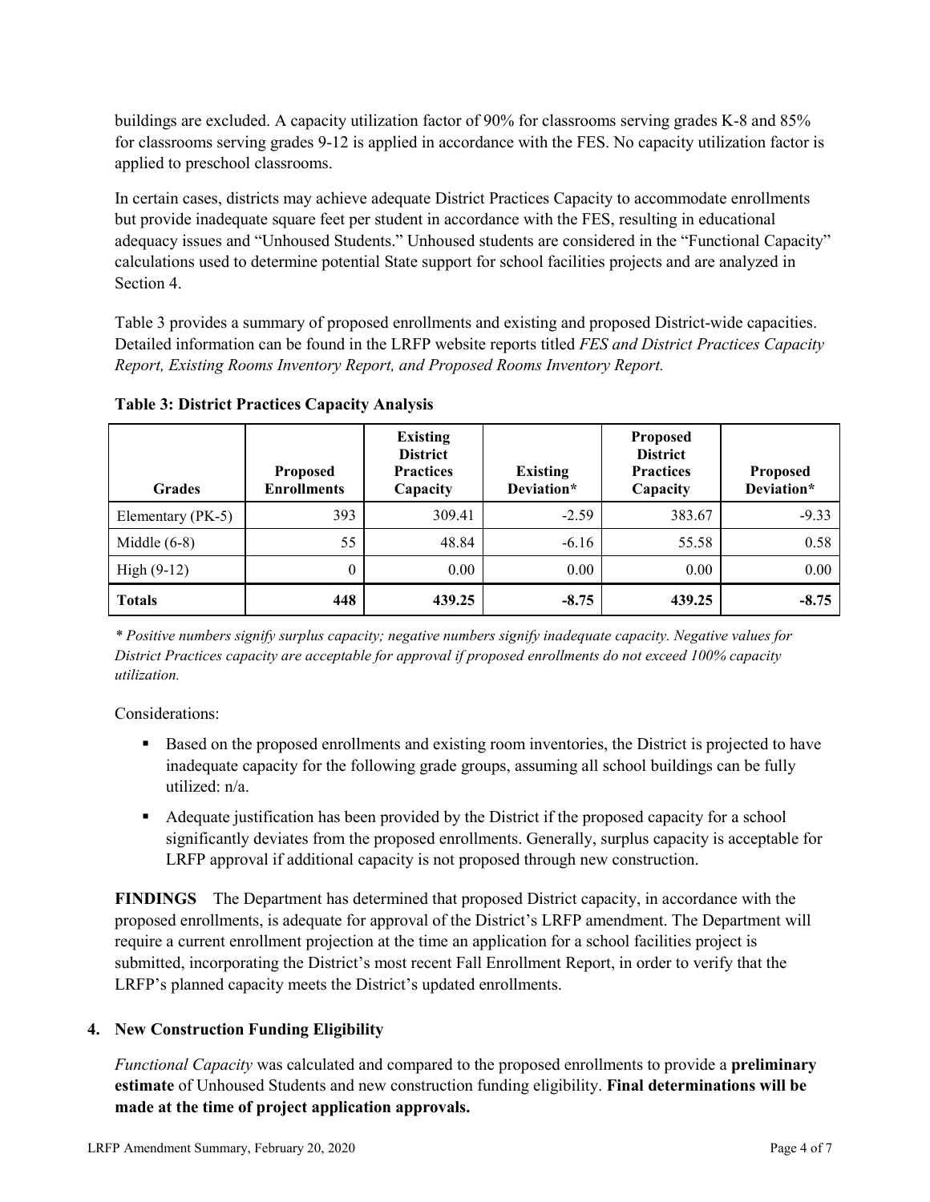buildings are excluded. A capacity utilization factor of 90% for classrooms serving grades K-8 and 85% for classrooms serving grades 9-12 is applied in accordance with the FES. No capacity utilization factor is applied to preschool classrooms.

In certain cases, districts may achieve adequate District Practices Capacity to accommodate enrollments but provide inadequate square feet per student in accordance with the FES, resulting in educational adequacy issues and "Unhoused Students." Unhoused students are considered in the "Functional Capacity" calculations used to determine potential State support for school facilities projects and are analyzed in Section 4.

Table 3 provides a summary of proposed enrollments and existing and proposed District-wide capacities. Detailed information can be found in the LRFP website reports titled *FES and District Practices Capacity Report, Existing Rooms Inventory Report, and Proposed Rooms Inventory Report.*

**Table 3: District Practices Capacity Analysis**

| Grades | Proposed Enrollments | Existing District Practices Capacity | Existing Deviation* | Proposed District Practices Capacity | Proposed Deviation* |
|---|---|---|---|---|---|
| Elementary (PK-5) | 393 | 309.41 | -2.59 | 383.67 | -9.33 |
| Middle (6-8) | 55 | 48.84 | -6.16 | 55.58 | 0.58 |
| High (9-12) | 0 | 0.00 | 0.00 | 0.00 | 0.00 |
| **Totals** | **448** | **439.25** | **-8.75** | **439.25** | **-8.75** |

*\* Positive numbers signify surplus capacity; negative numbers signify inadequate capacity. Negative values for District Practices capacity are acceptable for approval if proposed enrollments do not exceed 100% capacity utilization.*

Considerations:

- Based on the proposed enrollments and existing room inventories, the District is projected to have inadequate capacity for the following grade groups, assuming all school buildings can be fully utilized: n/a.
- Adequate justification has been provided by the District if the proposed capacity for a school significantly deviates from the proposed enrollments. Generally, surplus capacity is acceptable for LRFP approval if additional capacity is not proposed through new construction.

**FINDINGS** The Department has determined that proposed District capacity, in accordance with the proposed enrollments, is adequate for approval of the District's LRFP amendment. The Department will require a current enrollment projection at the time an application for a school facilities project is submitted, incorporating the District's most recent Fall Enrollment Report, in order to verify that the LRFP's planned capacity meets the District's updated enrollments.

## 4. New Construction Funding Eligibility

*Functional Capacity* was calculated and compared to the proposed enrollments to provide a **preliminary estimate** of Unhoused Students and new construction funding eligibility. **Final determinations will be made at the time of project application approvals.**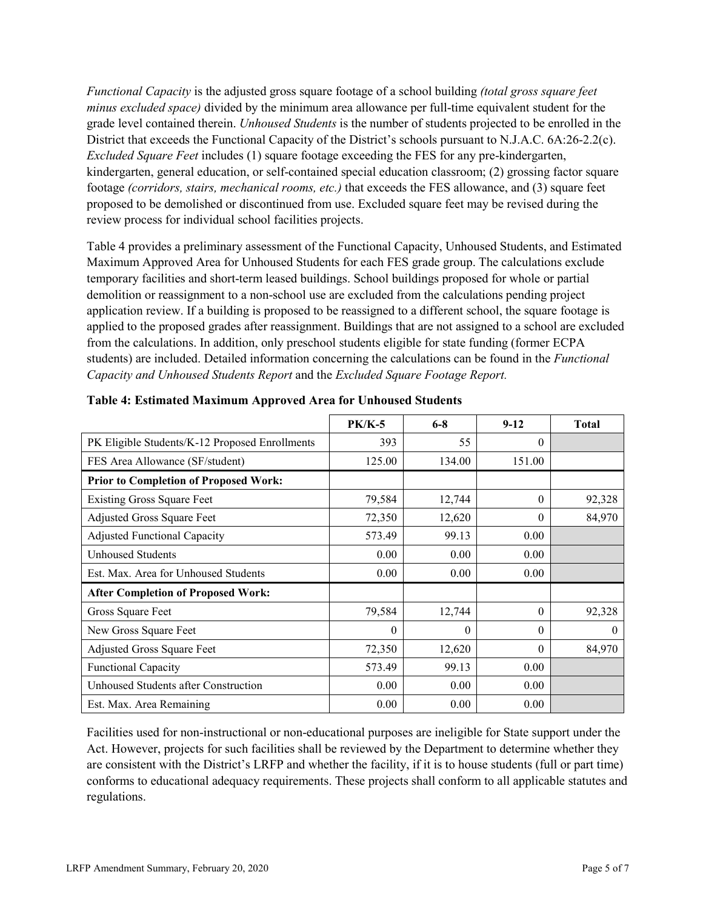*Functional Capacity* is the adjusted gross square footage of a school building *(total gross square feet minus excluded space)* divided by the minimum area allowance per full-time equivalent student for the grade level contained therein. *Unhoused Students* is the number of students projected to be enrolled in the District that exceeds the Functional Capacity of the District's schools pursuant to N.J.A.C. 6A:26-2.2(c). *Excluded Square Feet* includes (1) square footage exceeding the FES for any pre-kindergarten, kindergarten, general education, or self-contained special education classroom; (2) grossing factor square footage *(corridors, stairs, mechanical rooms, etc.)* that exceeds the FES allowance, and (3) square feet proposed to be demolished or discontinued from use. Excluded square feet may be revised during the review process for individual school facilities projects.

Table 4 provides a preliminary assessment of the Functional Capacity, Unhoused Students, and Estimated Maximum Approved Area for Unhoused Students for each FES grade group. The calculations exclude temporary facilities and short-term leased buildings. School buildings proposed for whole or partial demolition or reassignment to a non-school use are excluded from the calculations pending project application review. If a building is proposed to be reassigned to a different school, the square footage is applied to the proposed grades after reassignment. Buildings that are not assigned to a school are excluded from the calculations. In addition, only preschool students eligible for state funding (former ECPA students) are included. Detailed information concerning the calculations can be found in the *Functional Capacity and Unhoused Students Report* and the *Excluded Square Footage Report.*

**Table 4: Estimated Maximum Approved Area for Unhoused Students**

| | PK/K-5 | 6-8 | 9-12 | Total |
|---|---|---|---|---|
| PK Eligible Students/K-12 Proposed Enrollments | 393 | 55 | 0 | |
| FES Area Allowance (SF/student) | 125.00 | 134.00 | 151.00 | |
| **Prior to Completion of Proposed Work:** | | | | |
| Existing Gross Square Feet | 79,584 | 12,744 | 0 | 92,328 |
| Adjusted Gross Square Feet | 72,350 | 12,620 | 0 | 84,970 |
| Adjusted Functional Capacity | 573.49 | 99.13 | 0.00 | |
| Unhoused Students | 0.00 | 0.00 | 0.00 | |
| Est. Max. Area for Unhoused Students | 0.00 | 0.00 | 0.00 | |
| **After Completion of Proposed Work:** | | | | |
| Gross Square Feet | 79,584 | 12,744 | 0 | 92,328 |
| New Gross Square Feet | 0 | 0 | 0 | 0 |
| Adjusted Gross Square Feet | 72,350 | 12,620 | 0 | 84,970 |
| Functional Capacity | 573.49 | 99.13 | 0.00 | |
| Unhoused Students after Construction | 0.00 | 0.00 | 0.00 | |
| Est. Max. Area Remaining | 0.00 | 0.00 | 0.00 | |

Facilities used for non-instructional or non-educational purposes are ineligible for State support under the Act. However, projects for such facilities shall be reviewed by the Department to determine whether they are consistent with the District's LRFP and whether the facility, if it is to house students (full or part time) conforms to educational adequacy requirements. These projects shall conform to all applicable statutes and regulations.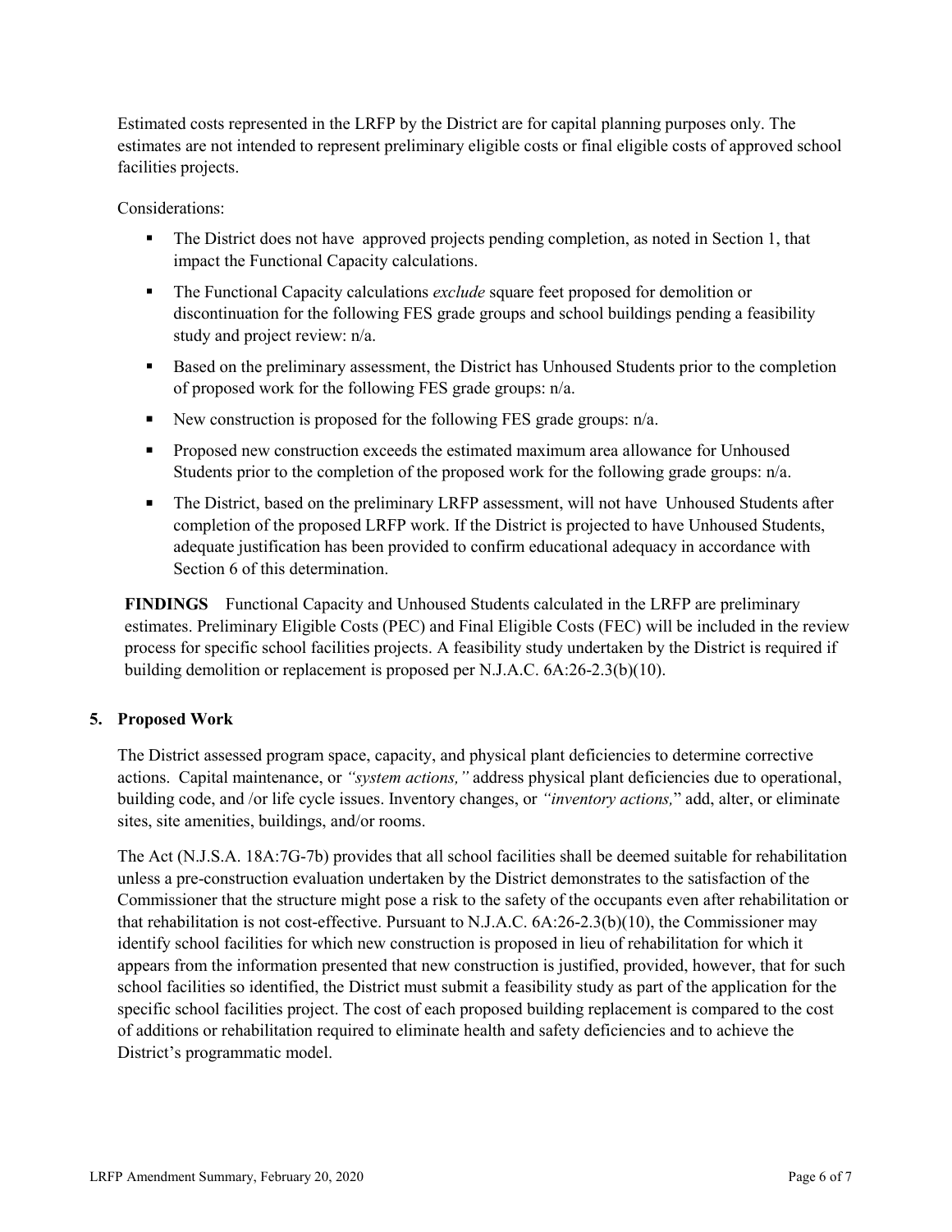Estimated costs represented in the LRFP by the District are for capital planning purposes only. The estimates are not intended to represent preliminary eligible costs or final eligible costs of approved school facilities projects.

Considerations:

- The District does not have approved projects pending completion, as noted in Section 1, that impact the Functional Capacity calculations.
- The Functional Capacity calculations *exclude* square feet proposed for demolition or discontinuation for the following FES grade groups and school buildings pending a feasibility study and project review: n/a.
- Based on the preliminary assessment, the District has Unhoused Students prior to the completion of proposed work for the following FES grade groups: n/a.
- New construction is proposed for the following FES grade groups: n/a.
- Proposed new construction exceeds the estimated maximum area allowance for Unhoused Students prior to the completion of the proposed work for the following grade groups: n/a.
- The District, based on the preliminary LRFP assessment, will not have Unhoused Students after completion of the proposed LRFP work. If the District is projected to have Unhoused Students, adequate justification has been provided to confirm educational adequacy in accordance with Section 6 of this determination.

**FINDINGS** Functional Capacity and Unhoused Students calculated in the LRFP are preliminary estimates. Preliminary Eligible Costs (PEC) and Final Eligible Costs (FEC) will be included in the review process for specific school facilities projects. A feasibility study undertaken by the District is required if building demolition or replacement is proposed per N.J.A.C. 6A:26-2.3(b)(10).

## 5. Proposed Work

The District assessed program space, capacity, and physical plant deficiencies to determine corrective actions. Capital maintenance, or *"system actions,"* address physical plant deficiencies due to operational, building code, and /or life cycle issues. Inventory changes, or *"inventory actions,"* add, alter, or eliminate sites, site amenities, buildings, and/or rooms.

The Act (N.J.S.A. 18A:7G-7b) provides that all school facilities shall be deemed suitable for rehabilitation unless a pre-construction evaluation undertaken by the District demonstrates to the satisfaction of the Commissioner that the structure might pose a risk to the safety of the occupants even after rehabilitation or that rehabilitation is not cost-effective. Pursuant to N.J.A.C. 6A:26-2.3(b)(10), the Commissioner may identify school facilities for which new construction is proposed in lieu of rehabilitation for which it appears from the information presented that new construction is justified, provided, however, that for such school facilities so identified, the District must submit a feasibility study as part of the application for the specific school facilities project. The cost of each proposed building replacement is compared to the cost of additions or rehabilitation required to eliminate health and safety deficiencies and to achieve the District's programmatic model.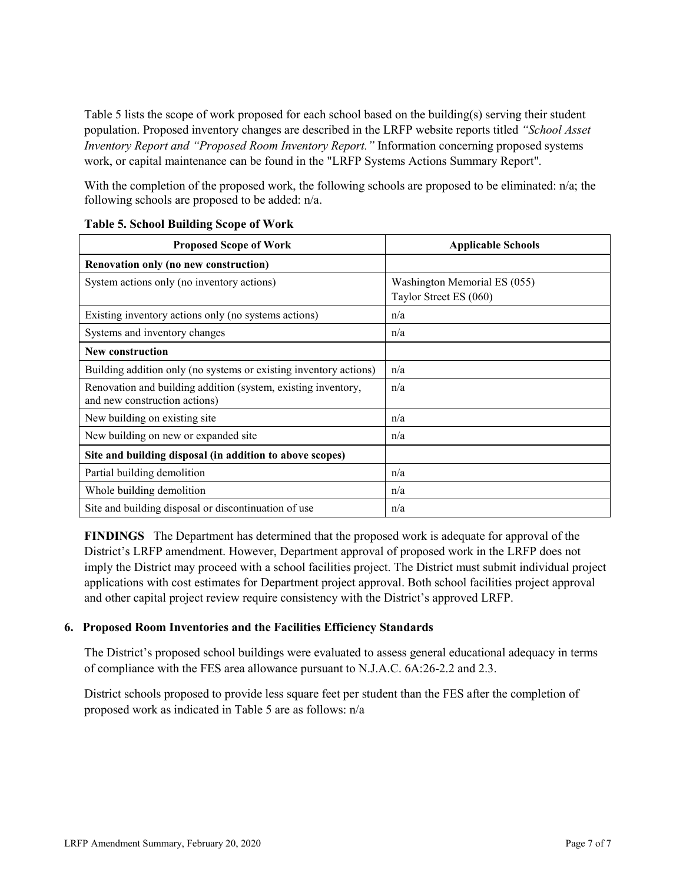Table 5 lists the scope of work proposed for each school based on the building(s) serving their student population. Proposed inventory changes are described in the LRFP website reports titled *"School Asset Inventory Report and "Proposed Room Inventory Report."* Information concerning proposed systems work, or capital maintenance can be found in the "LRFP Systems Actions Summary Report".

With the completion of the proposed work, the following schools are proposed to be eliminated: n/a; the following schools are proposed to be added: n/a.

**Table 5. School Building Scope of Work**

| Proposed Scope of Work | Applicable Schools |
|---|---|
| **Renovation only (no new construction)** | |
| System actions only (no inventory actions) | Washington Memorial ES (055)<br>Taylor Street ES (060) |
| Existing inventory actions only (no systems actions) | n/a |
| Systems and inventory changes | n/a |
| **New construction** | |
| Building addition only (no systems or existing inventory actions) | n/a |
| Renovation and building addition (system, existing inventory, and new construction actions) | n/a |
| New building on existing site | n/a |
| New building on new or expanded site | n/a |
| **Site and building disposal (in addition to above scopes)** | |
| Partial building demolition | n/a |
| Whole building demolition | n/a |
| Site and building disposal or discontinuation of use | n/a |

**FINDINGS** The Department has determined that the proposed work is adequate for approval of the District's LRFP amendment. However, Department approval of proposed work in the LRFP does not imply the District may proceed with a school facilities project. The District must submit individual project applications with cost estimates for Department project approval. Both school facilities project approval and other capital project review require consistency with the District's approved LRFP.

### 6. Proposed Room Inventories and the Facilities Efficiency Standards

The District's proposed school buildings were evaluated to assess general educational adequacy in terms of compliance with the FES area allowance pursuant to N.J.A.C. 6A:26-2.2 and 2.3.

District schools proposed to provide less square feet per student than the FES after the completion of proposed work as indicated in Table 5 are as follows: n/a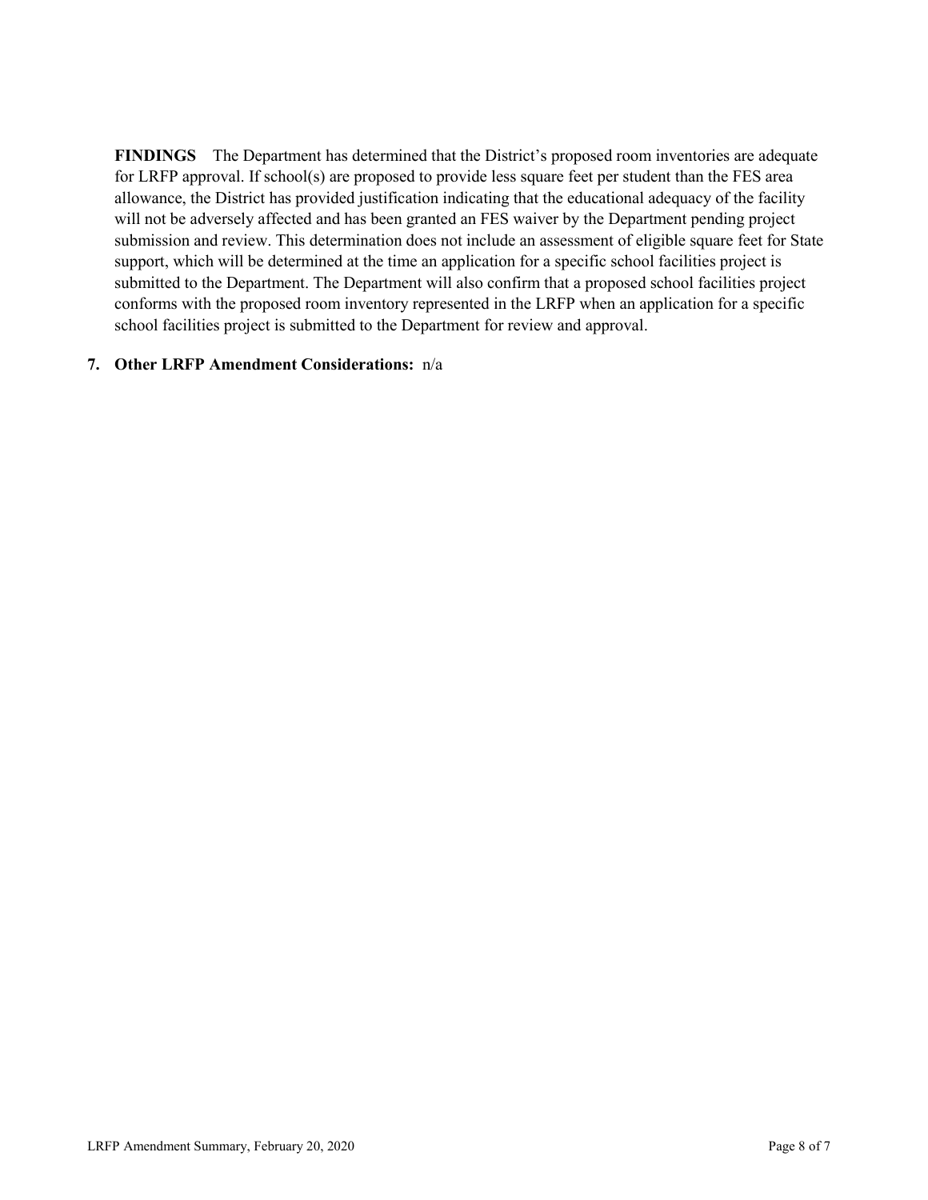**FINDINGS** The Department has determined that the District's proposed room inventories are adequate for LRFP approval. If school(s) are proposed to provide less square feet per student than the FES area allowance, the District has provided justification indicating that the educational adequacy of the facility will not be adversely affected and has been granted an FES waiver by the Department pending project submission and review. This determination does not include an assessment of eligible square feet for State support, which will be determined at the time an application for a specific school facilities project is submitted to the Department. The Department will also confirm that a proposed school facilities project conforms with the proposed room inventory represented in the LRFP when an application for a specific school facilities project is submitted to the Department for review and approval.

7. **Other LRFP Amendment Considerations:** n/a